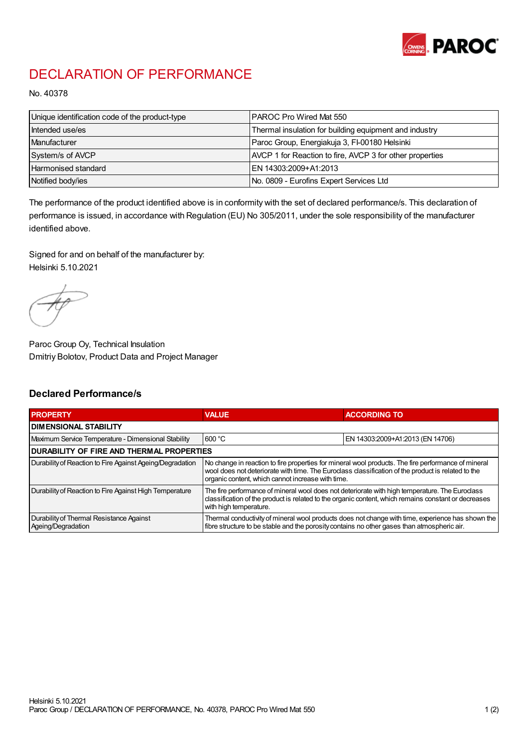# DECLARATION OF PERFORMANCE

No. 40378

| | |
|---|---|
| Unique identification code of the product-type | PAROC Pro Wired Mat 550 |
| Intended use/es | Thermal insulation for building equipment and industry |
| Manufacturer | Paroc Group, Energiakuja 3, FI-00180 Helsinki |
| System/s of AVCP | AVCP 1 for Reaction to fire, AVCP 3 for other properties |
| Harmonised standard | EN 14303:2009+A1:2013 |
| Notified body/ies | No. 0809 - Eurofins Expert Services Ltd |

The performance of the product identified above is in conformity with the set of declared performance/s. This declaration of performance is issued, in accordance with Regulation (EU) No 305/2011, under the sole responsibility of the manufacturer identified above.

Signed for and on behalf of the manufacturer by:
Helsinki 5.10.2021

Paroc Group Oy, Technical Insulation
Dmitriy Bolotov, Product Data and Project Manager

## Declared Performance/s

| PROPERTY | VALUE | ACCORDING TO |
|---|---|---|
| **DIMENSIONAL STABILITY** | | |
| Maximum Service Temperature - Dimensional Stability | 600 °C | EN 14303:2009+A1:2013 (EN 14706) |
| **DURABILITY OF FIRE AND THERMAL PROPERTIES** | | |
| Durability of Reaction to Fire Against Ageing/Degradation | No change in reaction to fire properties for mineral wool products. The fire performance of mineral wool does not deteriorate with time. The Euroclass classification of the product is related to the organic content, which cannot increase with time. | |
| Durability of Reaction to Fire Against High Temperature | The fire performance of mineral wool does not deteriorate with high temperature. The Euroclass classification of the product is related to the organic content, which remains constant or decreases with high temperature. | |
| Durability of Thermal Resistance Against Ageing/Degradation | Thermal conductivity of mineral wool products does not change with time, experience has shown the fibre structure to be stable and the porosity contains no other gases than atmospheric air. | |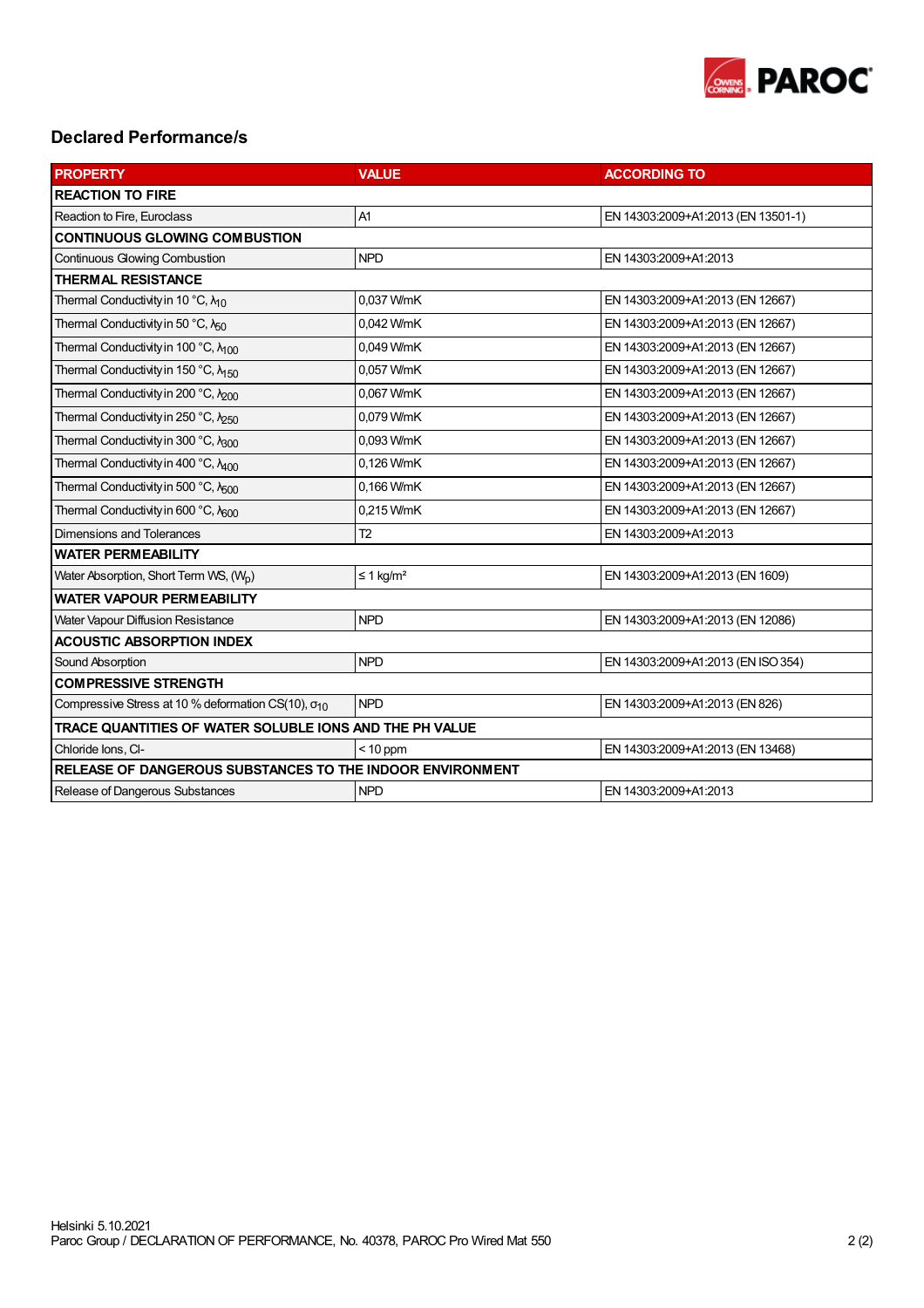## Declared Performance/s

| PROPERTY | VALUE | ACCORDING TO |
|---|---|---|
| **REACTION TO FIRE** | | |
| Reaction to Fire, Euroclass | A1 | EN 14303:2009+A1:2013 (EN 13501-1) |
| **CONTINUOUS GLOWING COMBUSTION** | | |
| Continuous Glowing Combustion | NPD | EN 14303:2009+A1:2013 |
| **THERMAL RESISTANCE** | | |
| Thermal Conductivity in 10 °C, $\lambda_{10}$ | 0,037 W/mK | EN 14303:2009+A1:2013 (EN 12667) |
| Thermal Conductivity in 50 °C, $\lambda_{50}$ | 0,042 W/mK | EN 14303:2009+A1:2013 (EN 12667) |
| Thermal Conductivity in 100 °C, $\lambda_{100}$ | 0,049 W/mK | EN 14303:2009+A1:2013 (EN 12667) |
| Thermal Conductivity in 150 °C, $\lambda_{150}$ | 0,057 W/mK | EN 14303:2009+A1:2013 (EN 12667) |
| Thermal Conductivity in 200 °C, $\lambda_{200}$ | 0,067 W/mK | EN 14303:2009+A1:2013 (EN 12667) |
| Thermal Conductivity in 250 °C, $\lambda_{250}$ | 0,079 W/mK | EN 14303:2009+A1:2013 (EN 12667) |
| Thermal Conductivity in 300 °C, $\lambda_{300}$ | 0,093 W/mK | EN 14303:2009+A1:2013 (EN 12667) |
| Thermal Conductivity in 400 °C, $\lambda_{400}$ | 0,126 W/mK | EN 14303:2009+A1:2013 (EN 12667) |
| Thermal Conductivity in 500 °C, $\lambda_{500}$ | 0,166 W/mK | EN 14303:2009+A1:2013 (EN 12667) |
| Thermal Conductivity in 600 °C, $\lambda_{600}$ | 0,215 W/mK | EN 14303:2009+A1:2013 (EN 12667) |
| Dimensions and Tolerances | T2 | EN 14303:2009+A1:2013 |
| **WATER PERMEABILITY** | | |
| Water Absorption, Short Term WS, ($W_p$) | ≤ 1 kg/m² | EN 14303:2009+A1:2013 (EN 1609) |
| **WATER VAPOUR PERMEABILITY** | | |
| Water Vapour Diffusion Resistance | NPD | EN 14303:2009+A1:2013 (EN 12086) |
| **ACOUSTIC ABSORPTION INDEX** | | |
| Sound Absorption | NPD | EN 14303:2009+A1:2013 (EN ISO 354) |
| **COMPRESSIVE STRENGTH** | | |
| Compressive Stress at 10 % deformation CS(10), $\sigma_{10}$ | NPD | EN 14303:2009+A1:2013 (EN 826) |
| **TRACE QUANTITIES OF WATER SOLUBLE IONS AND THE PH VALUE** | | |
| Chloride Ions, Cl- | < 10 ppm | EN 14303:2009+A1:2013 (EN 13468) |
| **RELEASE OF DANGEROUS SUBSTANCES TO THE INDOOR ENVIRONMENT** | | |
| Release of Dangerous Substances | NPD | EN 14303:2009+A1:2013 |

Helsinki 5.10.2021
Paroc Group / DECLARATION OF PERFORMANCE, No. 40378, PAROC Pro Wired Mat 550